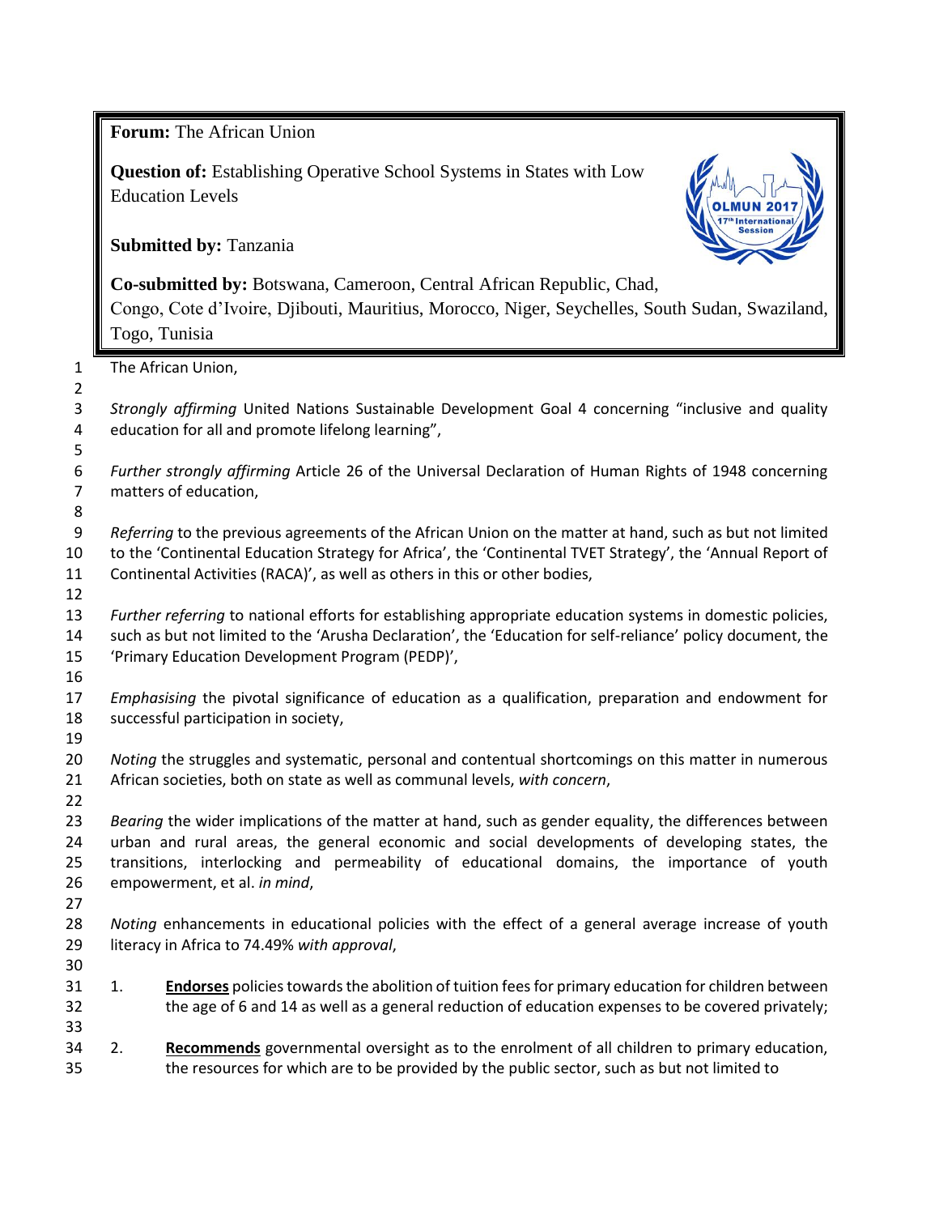**Forum:** The African Union

**Question of:** Establishing Operative School Systems in States with Low Education Levels

**Submitted by:** Tanzania

**Co-submitted by:** Botswana, Cameroon, Central African Republic, Chad, Congo, Cote d'Ivoire, Djibouti, Mauritius, Morocco, Niger, Seychelles, South Sudan, Swaziland, Togo, Tunisia

The African Union,

*Strongly affirming* United Nations Sustainable Development Goal 4 concerning "inclusive and quality education for all and promote lifelong learning",

*Further strongly affirming* Article 26 of the Universal Declaration of Human Rights of 1948 concerning matters of education,

*Referring* to the previous agreements of the African Union on the matter at hand, such as but not limited to the 'Continental Education Strategy for Africa', the 'Continental TVET Strategy', the 'Annual Report of Continental Activities (RACA)', as well as others in this or other bodies,

*Further referring* to national efforts for establishing appropriate education systems in domestic policies, such as but not limited to the 'Arusha Declaration', the 'Education for self-reliance' policy document, the 'Primary Education Development Program (PEDP)',

*Emphasising* the pivotal significance of education as a qualification, preparation and endowment for successful participation in society,

*Noting* the struggles and systematic, personal and contentual shortcomings on this matter in numerous African societies, both on state as well as communal levels, *with concern*,

*Bearing* the wider implications of the matter at hand, such as gender equality, the differences between urban and rural areas, the general economic and social developments of developing states, the transitions, interlocking and permeability of educational domains, the importance of youth empowerment, et al. *in mind*,

*Noting* enhancements in educational policies with the effect of a general average increase of youth literacy in Africa to 74.49% *with approval*,

1. **Endorses** policies towards the abolition of tuition fees for primary education for children between the age of 6 and 14 as well as a general reduction of education expenses to be covered privately;

2. **Recommends** governmental oversight as to the enrolment of all children to primary education, the resources for which are to be provided by the public sector, such as but not limited to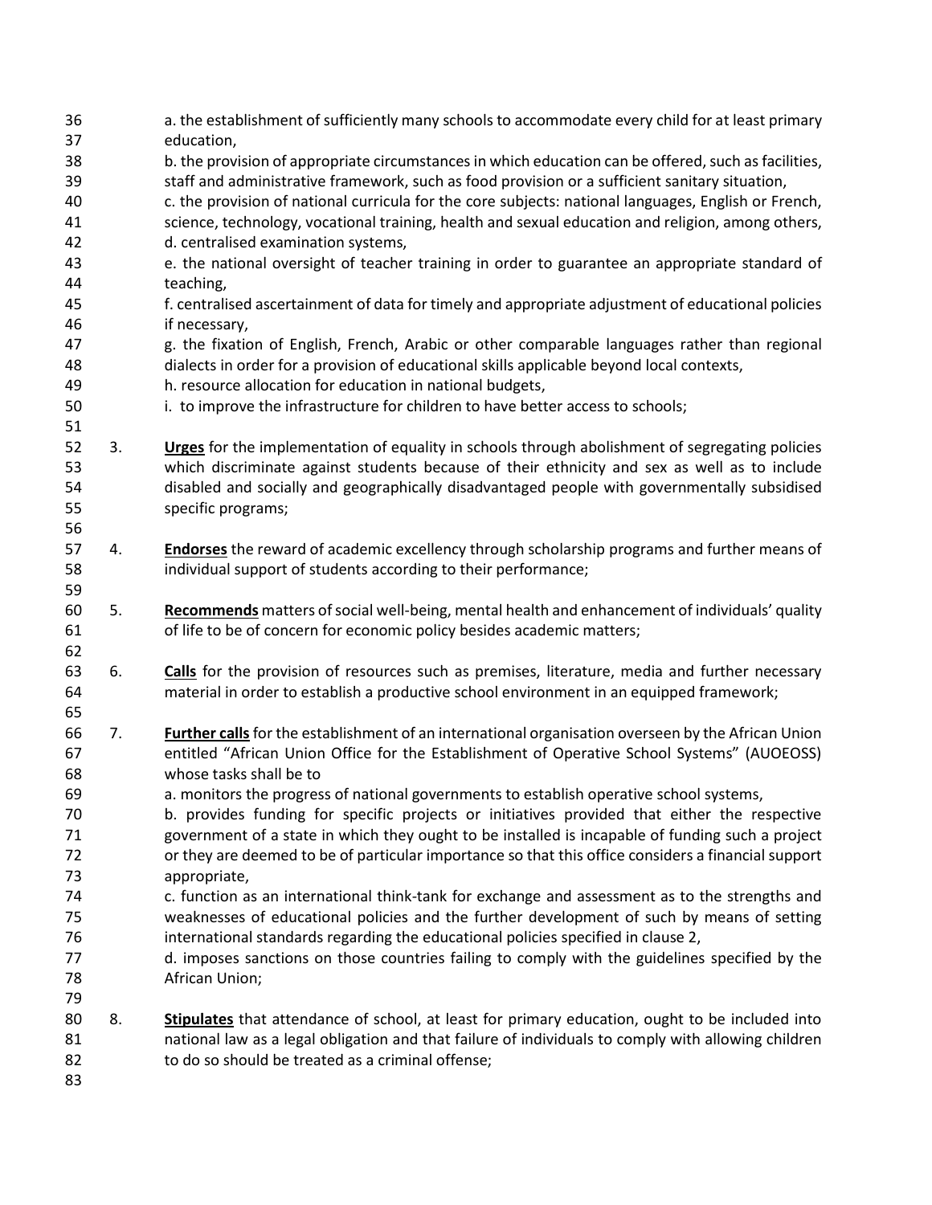a. the establishment of sufficiently many schools to accommodate every child for at least primary education,

b. the provision of appropriate circumstances in which education can be offered, such as facilities, staff and administrative framework, such as food provision or a sufficient sanitary situation,

c. the provision of national curricula for the core subjects: national languages, English or French, science, technology, vocational training, health and sexual education and religion, among others,

d. centralised examination systems,

e. the national oversight of teacher training in order to guarantee an appropriate standard of teaching,

f. centralised ascertainment of data for timely and appropriate adjustment of educational policies if necessary,

g. the fixation of English, French, Arabic or other comparable languages rather than regional dialects in order for a provision of educational skills applicable beyond local contexts,

h. resource allocation for education in national budgets,

i. to improve the infrastructure for children to have better access to schools;

3. **Urges** for the implementation of equality in schools through abolishment of segregating policies which discriminate against students because of their ethnicity and sex as well as to include disabled and socially and geographically disadvantaged people with governmentally subsidised specific programs;

4. **Endorses** the reward of academic excellency through scholarship programs and further means of individual support of students according to their performance;

5. **Recommends** matters of social well-being, mental health and enhancement of individuals' quality of life to be of concern for economic policy besides academic matters;

6. **Calls** for the provision of resources such as premises, literature, media and further necessary material in order to establish a productive school environment in an equipped framework;

7. **Further calls** for the establishment of an international organisation overseen by the African Union entitled "African Union Office for the Establishment of Operative School Systems" (AUOEOSS) whose tasks shall be to

   a. monitors the progress of national governments to establish operative school systems,

   b. provides funding for specific projects or initiatives provided that either the respective government of a state in which they ought to be installed is incapable of funding such a project or they are deemed to be of particular importance so that this office considers a financial support appropriate,

   c. function as an international think-tank for exchange and assessment as to the strengths and weaknesses of educational policies and the further development of such by means of setting international standards regarding the educational policies specified in clause 2,

   d. imposes sanctions on those countries failing to comply with the guidelines specified by the African Union;

8. **Stipulates** that attendance of school, at least for primary education, ought to be included into national law as a legal obligation and that failure of individuals to comply with allowing children to do so should be treated as a criminal offense;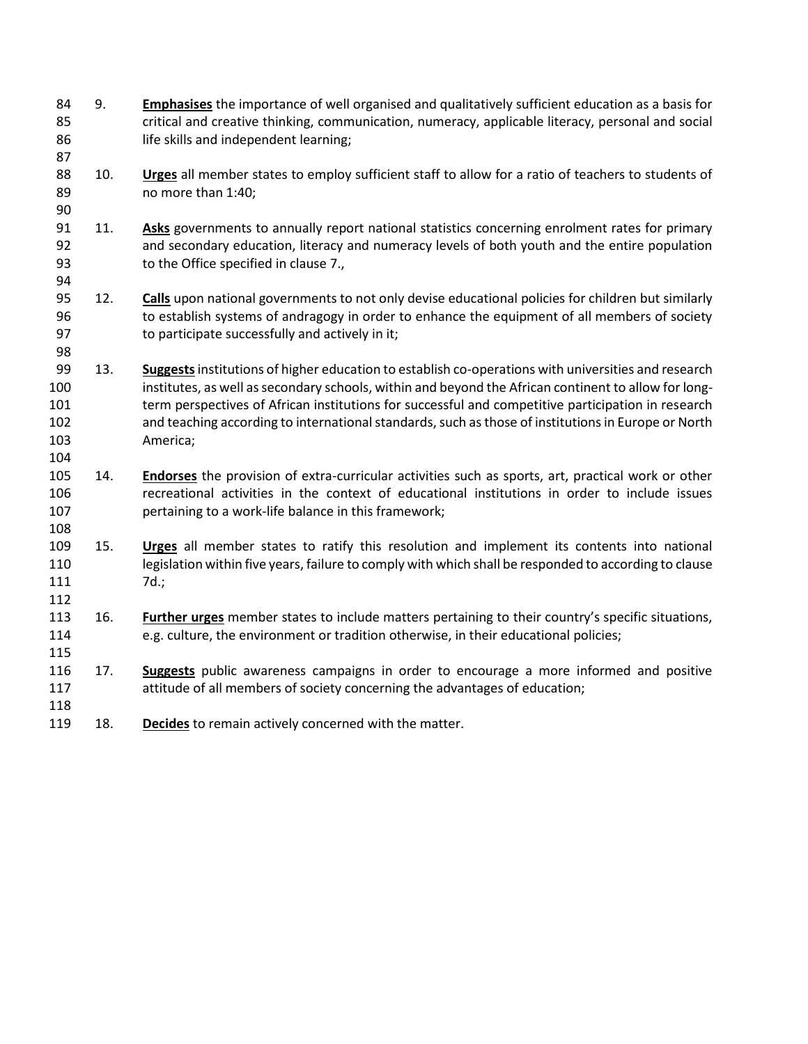9. **Emphasises** the importance of well organised and qualitatively sufficient education as a basis for critical and creative thinking, communication, numeracy, applicable literacy, personal and social life skills and independent learning;

10. **Urges** all member states to employ sufficient staff to allow for a ratio of teachers to students of no more than 1:40;

11. **Asks** governments to annually report national statistics concerning enrolment rates for primary and secondary education, literacy and numeracy levels of both youth and the entire population to the Office specified in clause 7.,

12. **Calls** upon national governments to not only devise educational policies for children but similarly to establish systems of andragogy in order to enhance the equipment of all members of society to participate successfully and actively in it;

13. **Suggests** institutions of higher education to establish co-operations with universities and research institutes, as well as secondary schools, within and beyond the African continent to allow for long-term perspectives of African institutions for successful and competitive participation in research and teaching according to international standards, such as those of institutions in Europe or North America;

14. **Endorses** the provision of extra-curricular activities such as sports, art, practical work or other recreational activities in the context of educational institutions in order to include issues pertaining to a work-life balance in this framework;

15. **Urges** all member states to ratify this resolution and implement its contents into national legislation within five years, failure to comply with which shall be responded to according to clause 7d.;

16. **Further urges** member states to include matters pertaining to their country's specific situations, e.g. culture, the environment or tradition otherwise, in their educational policies;

17. **Suggests** public awareness campaigns in order to encourage a more informed and positive attitude of all members of society concerning the advantages of education;

18. **Decides** to remain actively concerned with the matter.